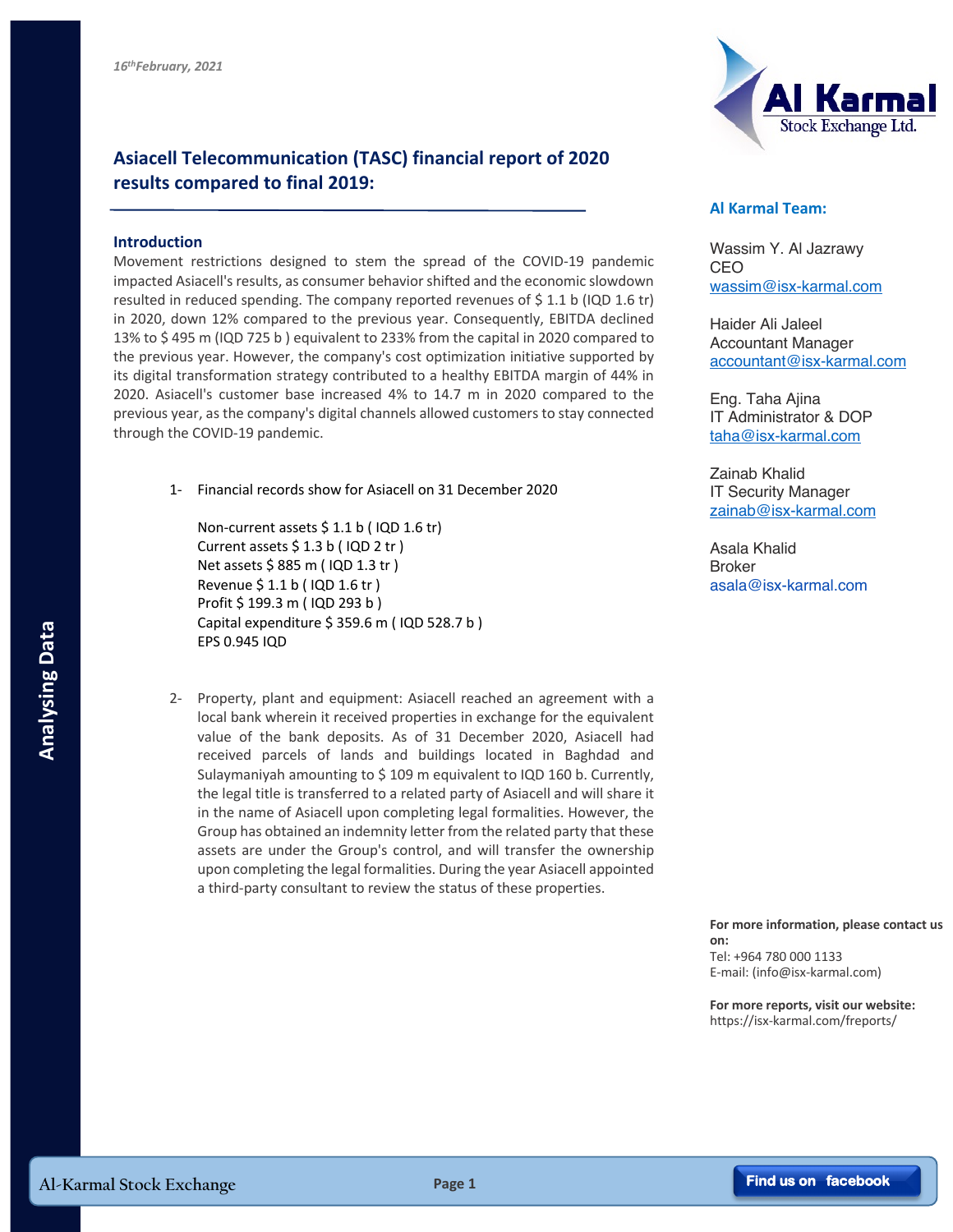*16th February, 2021*

## Asiacell Telecommunication (TASC) financial report of 2020 results compared to final 2019:

### Introduction

Movement restrictions designed to stem the spread of the COVID-19 pandemic impacted Asiacell's results, as consumer behavior shifted and the economic slowdown resulted in reduced spending. The company reported revenues of $ 1.1 b (IQD 1.6 tr) in 2020, down 12% compared to the previous year. Consequently, EBITDA declined 13% to $ 495 m (IQD 725 b ) equivalent to 233% from the capital in 2020 compared to the previous year. However, the company's cost optimization initiative supported by its digital transformation strategy contributed to a healthy EBITDA margin of 44% in 2020. Asiacell's customer base increased 4% to 14.7 m in 2020 compared to the previous year, as the company's digital channels allowed customers to stay connected through the COVID-19 pandemic.

1- Financial records show for Asiacell on 31 December 2020

   Non-current assets $ 1.1 b ( IQD 1.6 tr)
   Current assets $ 1.3 b ( IQD 2 tr )
   Net assets $ 885 m ( IQD 1.3 tr )
   Revenue $ 1.1 b ( IQD 1.6 tr )
   Profit $ 199.3 m ( IQD 293 b )
   Capital expenditure $ 359.6 m ( IQD 528.7 b )
   EPS 0.945 IQD

2- Property, plant and equipment: Asiacell reached an agreement with a local bank wherein it received properties in exchange for the equivalent value of the bank deposits. As of 31 December 2020, Asiacell had received parcels of lands and buildings located in Baghdad and Sulaymaniyah amounting to $ 109 m equivalent to IQD 160 b. Currently, the legal title is transferred to a related party of Asiacell and will share it in the name of Asiacell upon completing legal formalities. However, the Group has obtained an indemnity letter from the related party that these assets are under the Group's control, and will transfer the ownership upon completing the legal formalities. During the year Asiacell appointed a third-party consultant to review the status of these properties.

**Al Karmal Team:**

Wassim Y. Al Jazrawy
CEO
wassim@isx-karmal.com

Haider Ali Jaleel
Accountant Manager
accountant@isx-karmal.com

Eng. Taha Ajina
IT Administrator & DOP
taha@isx-karmal.com

Zainab Khalid
IT Security Manager
zainab@isx-karmal.com

Asala Khalid
Broker
asala@isx-karmal.com

**For more information, please contact us on:**
Tel: +964 780 000 1133
E-mail: (info@isx-karmal.com)

**For more reports, visit our website:**
https://isx-karmal.com/freports/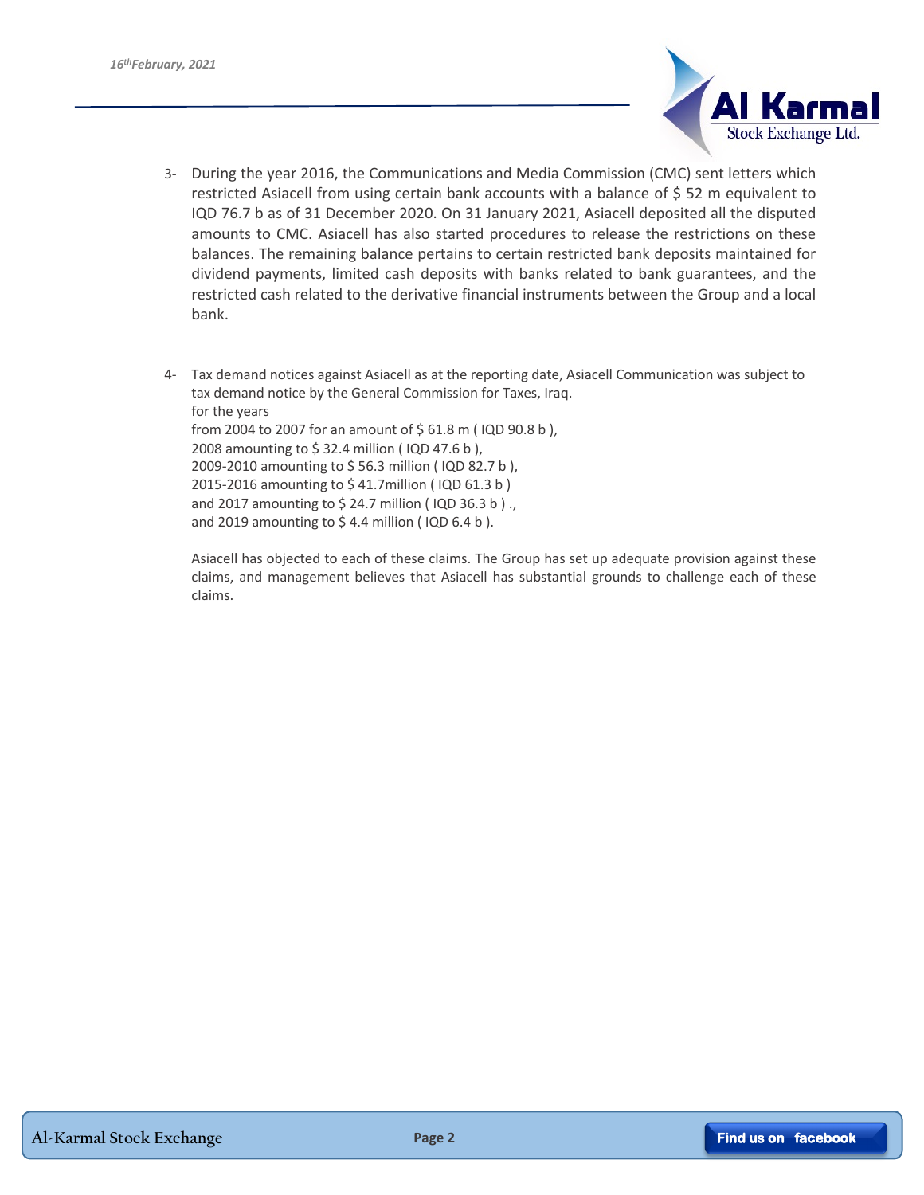3- During the year 2016, the Communications and Media Commission (CMC) sent letters which restricted Asiacell from using certain bank accounts with a balance of $ 52 m equivalent to IQD 76.7 b as of 31 December 2020. On 31 January 2021, Asiacell deposited all the disputed amounts to CMC. Asiacell has also started procedures to release the restrictions on these balances. The remaining balance pertains to certain restricted bank deposits maintained for dividend payments, limited cash deposits with banks related to bank guarantees, and the restricted cash related to the derivative financial instruments between the Group and a local bank.

4- Tax demand notices against Asiacell as at the reporting date, Asiacell Communication was subject to tax demand notice by the General Commission for Taxes, Iraq.
for the years
from 2004 to 2007 for an amount of $ 61.8 m ( IQD 90.8 b ),
2008 amounting to $ 32.4 million ( IQD 47.6 b ),
2009-2010 amounting to $ 56.3 million ( IQD 82.7 b ),
2015-2016 amounting to $ 41.7million ( IQD 61.3 b )
and 2017 amounting to $ 24.7 million ( IQD 36.3 b ) .,
and 2019 amounting to $ 4.4 million ( IQD 6.4 b ).

Asiacell has objected to each of these claims. The Group has set up adequate provision against these claims, and management believes that Asiacell has substantial grounds to challenge each of these claims.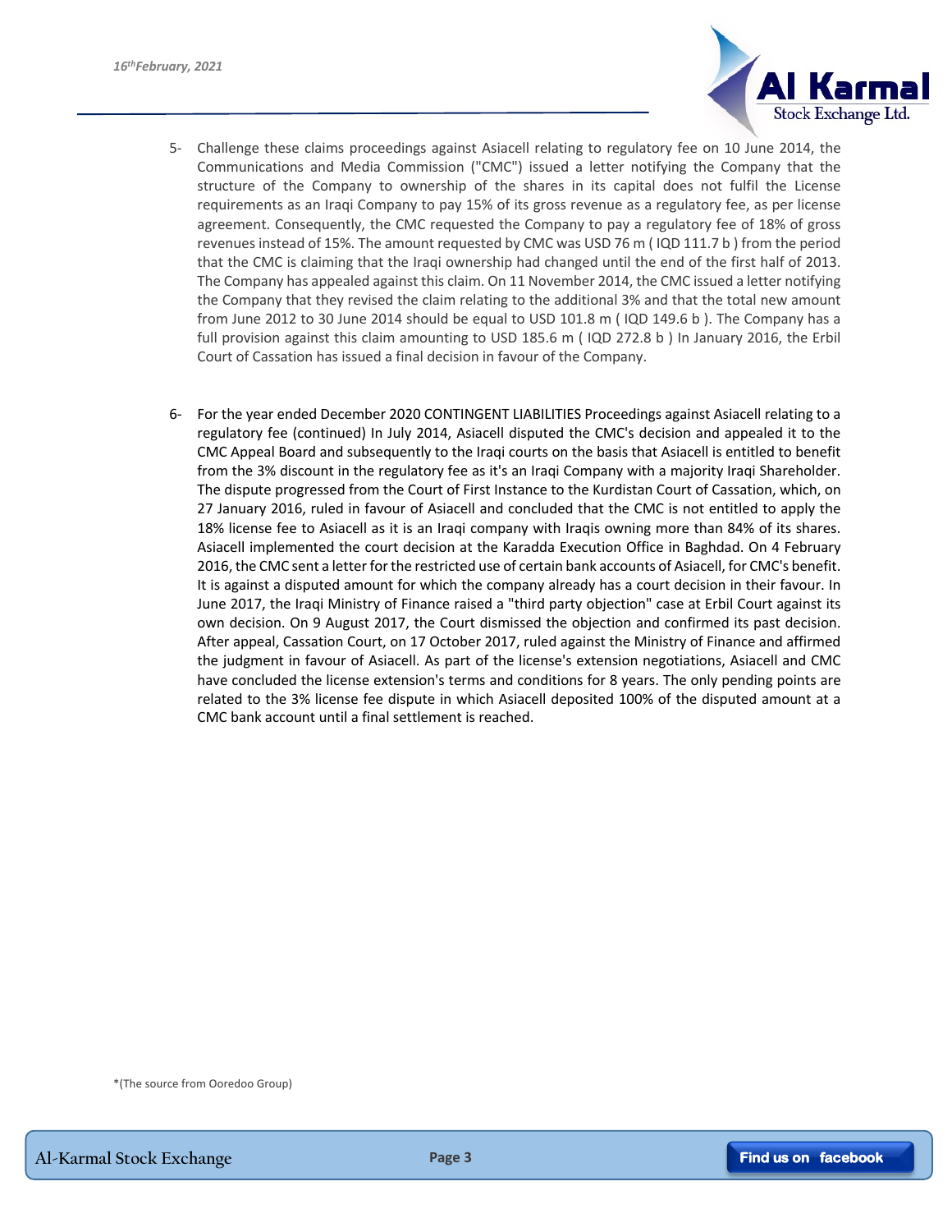5- Challenge these claims proceedings against Asiacell relating to regulatory fee on 10 June 2014, the Communications and Media Commission ("CMC") issued a letter notifying the Company that the structure of the Company to ownership of the shares in its capital does not fulfil the License requirements as an Iraqi Company to pay 15% of its gross revenue as a regulatory fee, as per license agreement. Consequently, the CMC requested the Company to pay a regulatory fee of 18% of gross revenues instead of 15%. The amount requested by CMC was USD 76 m ( IQD 111.7 b ) from the period that the CMC is claiming that the Iraqi ownership had changed until the end of the first half of 2013. The Company has appealed against this claim. On 11 November 2014, the CMC issued a letter notifying the Company that they revised the claim relating to the additional 3% and that the total new amount from June 2012 to 30 June 2014 should be equal to USD 101.8 m ( IQD 149.6 b ). The Company has a full provision against this claim amounting to USD 185.6 m ( IQD 272.8 b ) In January 2016, the Erbil Court of Cassation has issued a final decision in favour of the Company.

6- For the year ended December 2020 CONTINGENT LIABILITIES Proceedings against Asiacell relating to a regulatory fee (continued) In July 2014, Asiacell disputed the CMC's decision and appealed it to the CMC Appeal Board and subsequently to the Iraqi courts on the basis that Asiacell is entitled to benefit from the 3% discount in the regulatory fee as it's an Iraqi Company with a majority Iraqi Shareholder. The dispute progressed from the Court of First Instance to the Kurdistan Court of Cassation, which, on 27 January 2016, ruled in favour of Asiacell and concluded that the CMC is not entitled to apply the 18% license fee to Asiacell as it is an Iraqi company with Iraqis owning more than 84% of its shares. Asiacell implemented the court decision at the Karadda Execution Office in Baghdad. On 4 February 2016, the CMC sent a letter for the restricted use of certain bank accounts of Asiacell, for CMC's benefit. It is against a disputed amount for which the company already has a court decision in their favour. In June 2017, the Iraqi Ministry of Finance raised a "third party objection" case at Erbil Court against its own decision. On 9 August 2017, the Court dismissed the objection and confirmed its past decision. After appeal, Cassation Court, on 17 October 2017, ruled against the Ministry of Finance and affirmed the judgment in favour of Asiacell. As part of the license's extension negotiations, Asiacell and CMC have concluded the license extension's terms and conditions for 8 years. The only pending points are related to the 3% license fee dispute in which Asiacell deposited 100% of the disputed amount at a CMC bank account until a final settlement is reached.

*(The source from Ooredoo Group)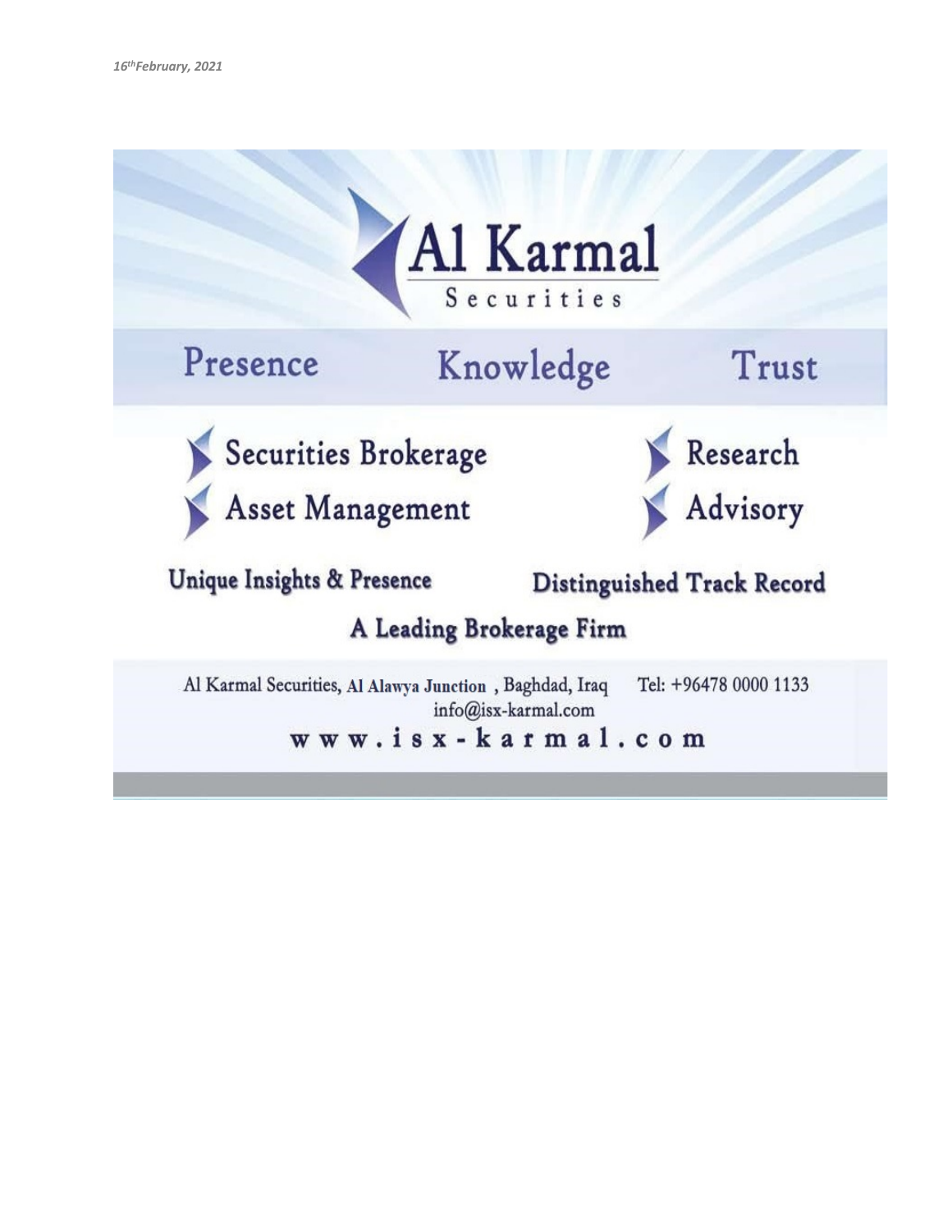*16th February, 2021*

# Al Karmal
Securities

Presence Knowledge Trust

- Securities Brokerage
- Asset Management
- Research
- Advisory

**Unique Insights & Presence**

**Distinguished Track Record**

**A Leading Brokerage Firm**

Al Karmal Securities, Al Alawya Junction , Baghdad, Iraq Tel: +96478 0000 1133
info@isx-karmal.com

www.isx-karmal.com